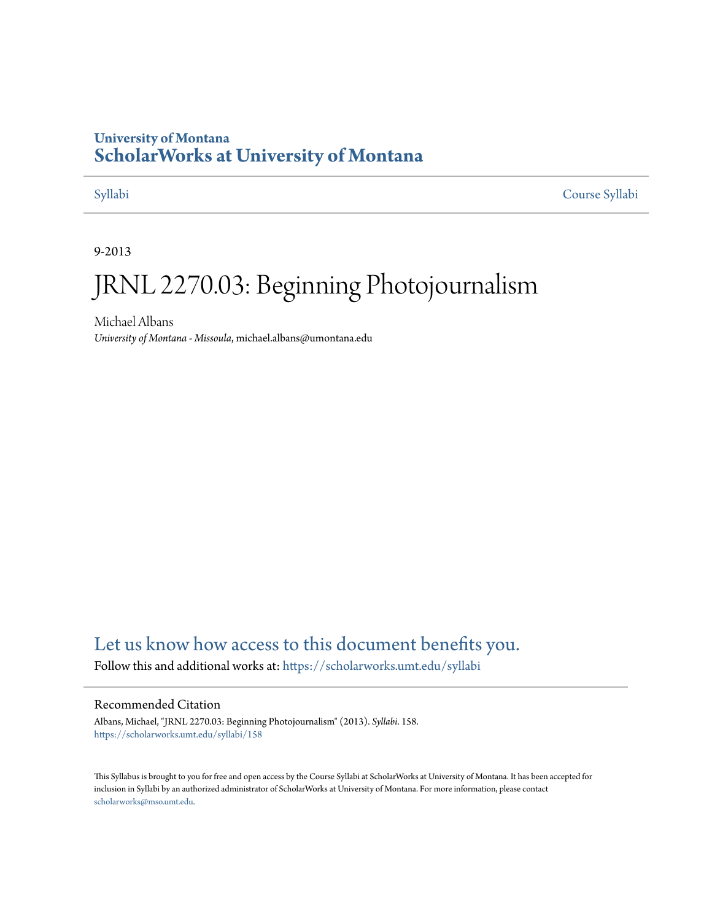University of Montana

# ScholarWorks at University of Montana

Syllabi Course Syllabi

9-2013

# JRNL 2270.03: Beginning Photojournalism

Michael Albans
*University of Montana - Missoula*, michael.albans@umontana.edu

Let us know how access to this document benefits you.

Follow this and additional works at: https://scholarworks.umt.edu/syllabi

## Recommended Citation

Albans, Michael, "JRNL 2270.03: Beginning Photojournalism" (2013). *Syllabi*. 158.
https://scholarworks.umt.edu/syllabi/158

This Syllabus is brought to you for free and open access by the Course Syllabi at ScholarWorks at University of Montana. It has been accepted for inclusion in Syllabi by an authorized administrator of ScholarWorks at University of Montana. For more information, please contact scholarworks@mso.umt.edu.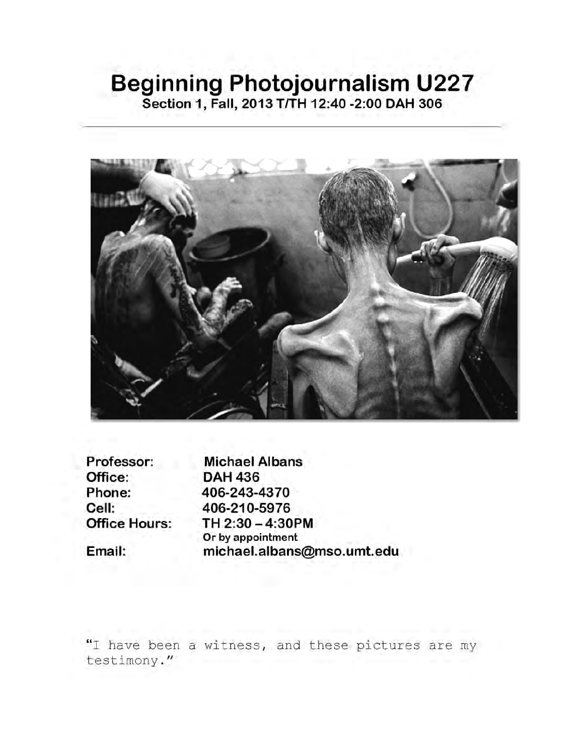# Beginning Photojournalism U227

**Section 1, Fall, 2013 T/TH 12:40 -2:00 DAH 306**

---

**Professor:** Michael Albans
**Office:** DAH 436
**Phone:** 406-243-4370
**Cell:** 406-210-5976
**Office Hours:** TH 2:30 – 4:30PM
Or by appointment
**Email:** michael.albans@mso.umt.edu

"I have been a witness, and these pictures are my testimony."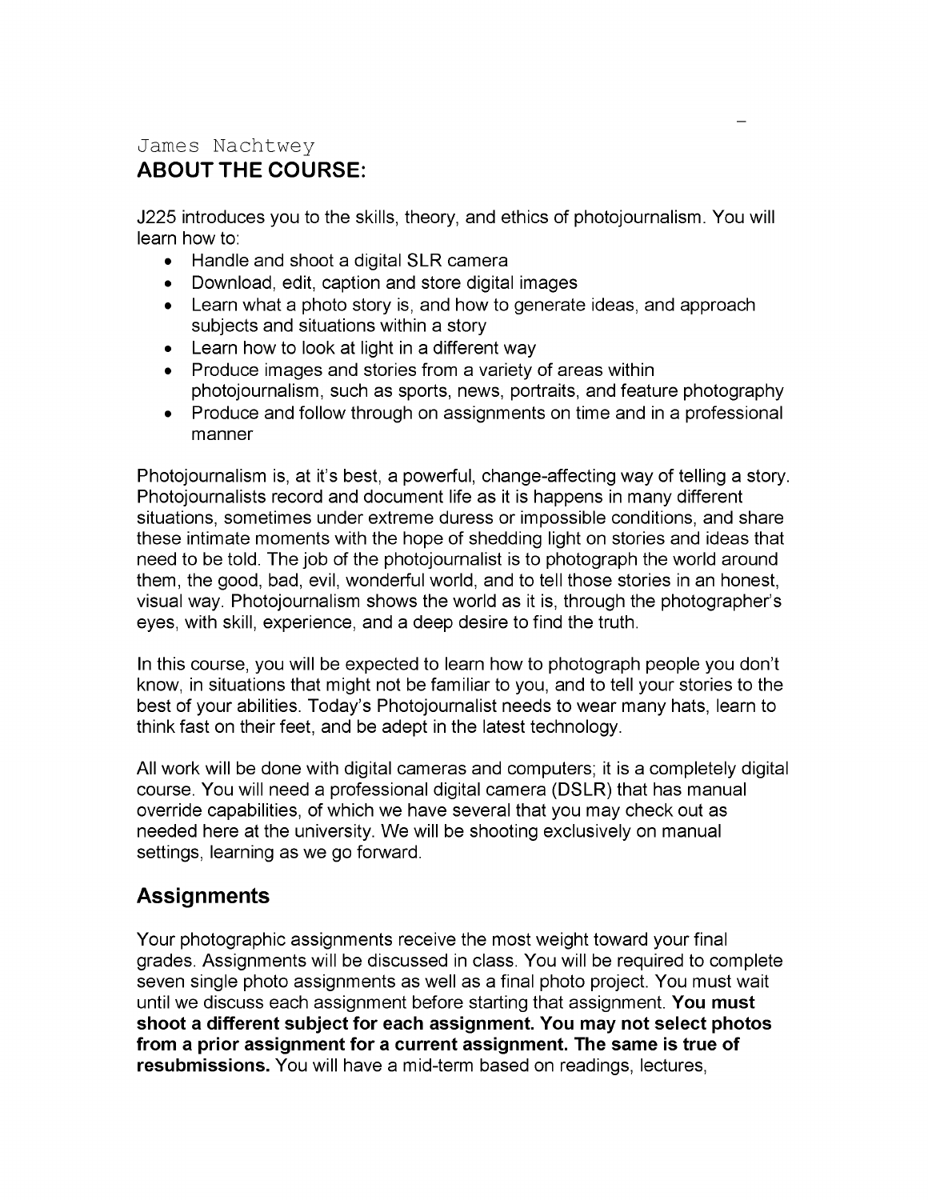James Nachtwey

## ABOUT THE COURSE:

J225 introduces you to the skills, theory, and ethics of photojournalism. You will learn how to:

- Handle and shoot a digital SLR camera
- Download, edit, caption and store digital images
- Learn what a photo story is, and how to generate ideas, and approach subjects and situations within a story
- Learn how to look at light in a different way
- Produce images and stories from a variety of areas within photojournalism, such as sports, news, portraits, and feature photography
- Produce and follow through on assignments on time and in a professional manner

Photojournalism is, at it's best, a powerful, change-affecting way of telling a story. Photojournalists record and document life as it is happens in many different situations, sometimes under extreme duress or impossible conditions, and share these intimate moments with the hope of shedding light on stories and ideas that need to be told. The job of the photojournalist is to photograph the world around them, the good, bad, evil, wonderful world, and to tell those stories in an honest, visual way. Photojournalism shows the world as it is, through the photographer's eyes, with skill, experience, and a deep desire to find the truth.

In this course, you will be expected to learn how to photograph people you don't know, in situations that might not be familiar to you, and to tell your stories to the best of your abilities. Today's Photojournalist needs to wear many hats, learn to think fast on their feet, and be adept in the latest technology.

All work will be done with digital cameras and computers; it is a completely digital course. You will need a professional digital camera (DSLR) that has manual override capabilities, of which we have several that you may check out as needed here at the university. We will be shooting exclusively on manual settings, learning as we go forward.

## Assignments

Your photographic assignments receive the most weight toward your final grades. Assignments will be discussed in class. You will be required to complete seven single photo assignments as well as a final photo project. You must wait until we discuss each assignment before starting that assignment. **You must shoot a different subject for each assignment. You may not select photos from a prior assignment for a current assignment. The same is true of resubmissions.** You will have a mid-term based on readings, lectures,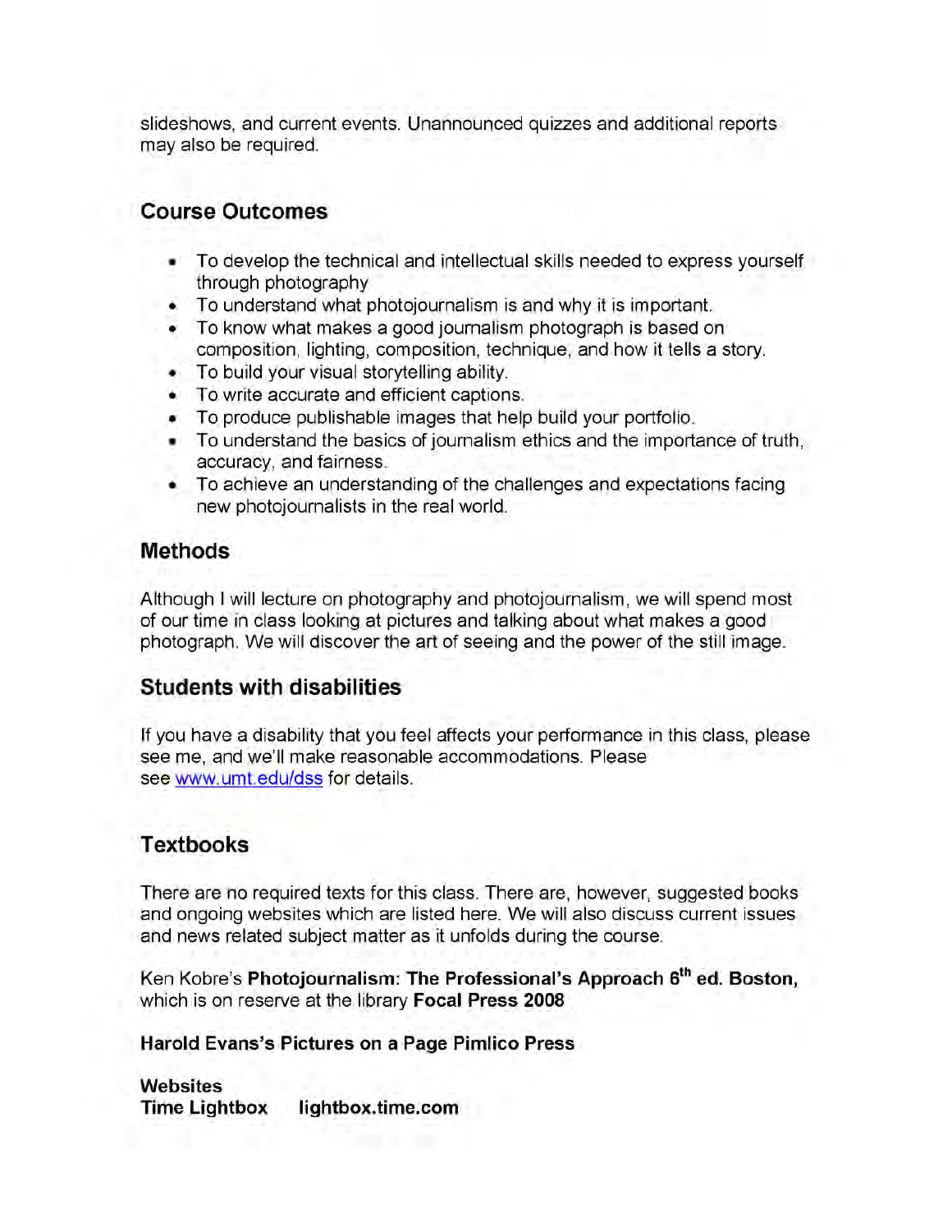slideshows, and current events. Unannounced quizzes and additional reports may also be required.

## Course Outcomes

- To develop the technical and intellectual skills needed to express yourself through photography
- To understand what photojournalism is and why it is important.
- To know what makes a good journalism photograph is based on composition, lighting, composition, technique, and how it tells a story.
- To build your visual storytelling ability.
- To write accurate and efficient captions.
- To produce publishable images that help build your portfolio.
- To understand the basics of journalism ethics and the importance of truth, accuracy, and fairness.
- To achieve an understanding of the challenges and expectations facing new photojournalists in the real world.

## Methods

Although I will lecture on photography and photojournalism, we will spend most of our time in class looking at pictures and talking about what makes a good photograph. We will discover the art of seeing and the power of the still image.

## Students with disabilities

If you have a disability that you feel affects your performance in this class, please see me, and we'll make reasonable accommodations. Please see [www.umt.edu/dss](www.umt.edu/dss) for details.

## Textbooks

There are no required texts for this class. There are, however, suggested books and ongoing websites which are listed here. We will also discuss current issues and news related subject matter as it unfolds during the course.

Ken Kobre's **Photojournalism: The Professional's Approach 6th ed. Boston,** which is on reserve at the library **Focal Press 2008**

**Harold Evans's Pictures on a Page Pimlico Press**

**Websites**
**Time Lightbox lightbox.time.com**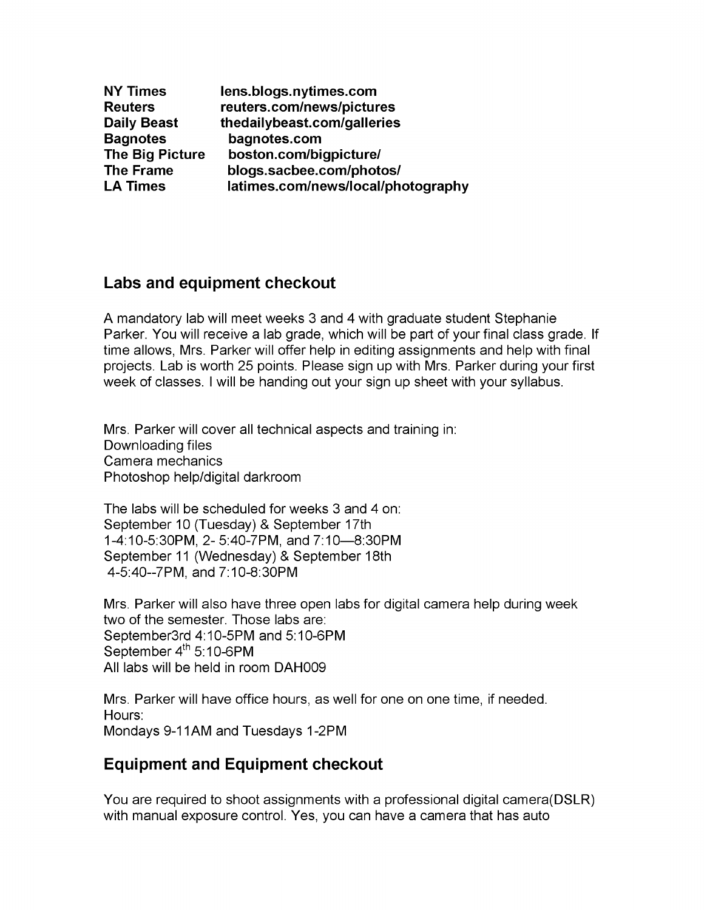| | |
|---|---|
| **NY Times** | **lens.blogs.nytimes.com** |
| **Reuters** | **reuters.com/news/pictures** |
| **Daily Beast** | **thedailybeast.com/galleries** |
| **Bagnotes** | **bagnotes.com** |
| **The Big Picture** | **boston.com/bigpicture/** |
| **The Frame** | **blogs.sacbee.com/photos/** |
| **LA Times** | **latimes.com/news/local/photography** |

## Labs and equipment checkout

A mandatory lab will meet weeks 3 and 4 with graduate student Stephanie Parker. You will receive a lab grade, which will be part of your final class grade. If time allows, Mrs. Parker will offer help in editing assignments and help with final projects. Lab is worth 25 points. Please sign up with Mrs. Parker during your first week of classes. I will be handing out your sign up sheet with your syllabus.

Mrs. Parker will cover all technical aspects and training in:
Downloading files
Camera mechanics
Photoshop help/digital darkroom

The labs will be scheduled for weeks 3 and 4 on:
September 10 (Tuesday) & September 17th
1-4:10-5:30PM, 2- 5:40-7PM, and 7:10—8:30PM
September 11 (Wednesday) & September 18th
4-5:40--7PM, and 7:10-8:30PM

Mrs. Parker will also have three open labs for digital camera help during week two of the semester. Those labs are:
September3rd 4:10-5PM and 5:10-6PM
September 4th 5:10-6PM
All labs will be held in room DAH009

Mrs. Parker will have office hours, as well for one on one time, if needed.
Hours:
Mondays 9-11AM and Tuesdays 1-2PM

## Equipment and Equipment checkout

You are required to shoot assignments with a professional digital camera(DSLR) with manual exposure control. Yes, you can have a camera that has auto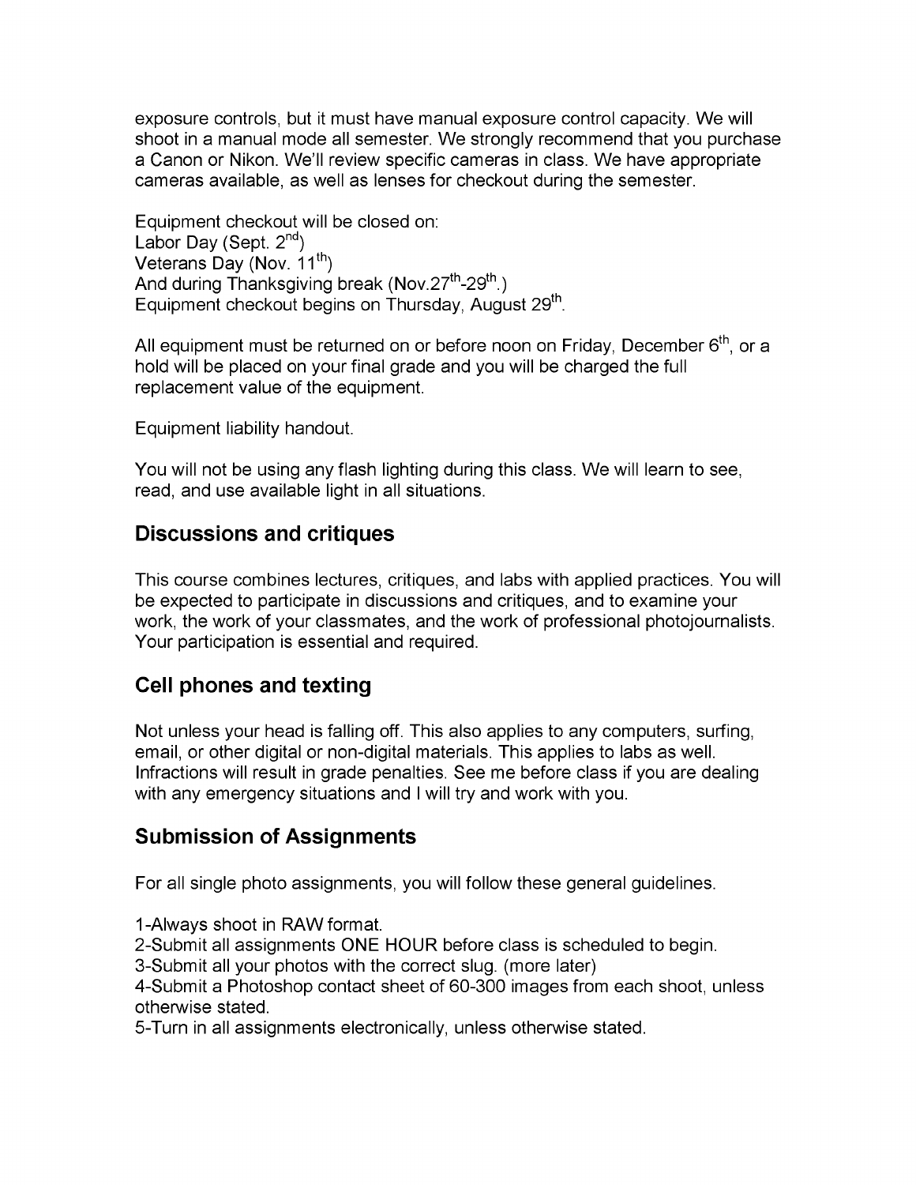exposure controls, but it must have manual exposure control capacity. We will shoot in a manual mode all semester. We strongly recommend that you purchase a Canon or Nikon. We'll review specific cameras in class. We have appropriate cameras available, as well as lenses for checkout during the semester.

Equipment checkout will be closed on:
Labor Day (Sept. 2nd)
Veterans Day (Nov. 11th)
And during Thanksgiving break (Nov.27th-29th.)
Equipment checkout begins on Thursday, August 29th.

All equipment must be returned on or before noon on Friday, December 6th, or a hold will be placed on your final grade and you will be charged the full replacement value of the equipment.

Equipment liability handout.

You will not be using any flash lighting during this class. We will learn to see, read, and use available light in all situations.

## Discussions and critiques

This course combines lectures, critiques, and labs with applied practices. You will be expected to participate in discussions and critiques, and to examine your work, the work of your classmates, and the work of professional photojournalists. Your participation is essential and required.

## Cell phones and texting

Not unless your head is falling off. This also applies to any computers, surfing, email, or other digital or non-digital materials. This applies to labs as well. Infractions will result in grade penalties. See me before class if you are dealing with any emergency situations and I will try and work with you.

## Submission of Assignments

For all single photo assignments, you will follow these general guidelines.

1-Always shoot in RAW format.
2-Submit all assignments ONE HOUR before class is scheduled to begin.
3-Submit all your photos with the correct slug. (more later)
4-Submit a Photoshop contact sheet of 60-300 images from each shoot, unless otherwise stated.
5-Turn in all assignments electronically, unless otherwise stated.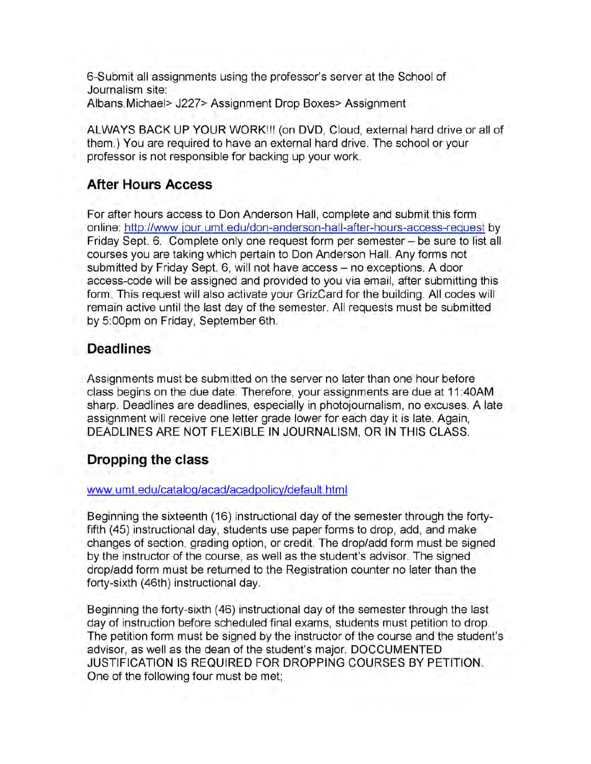6-Submit all assignments using the professor's server at the School of Journalism site:
Albans.Michael> J227> Assignment Drop Boxes> Assignment

ALWAYS BACK UP YOUR WORK!!! (on DVD, Cloud, external hard drive or all of them.) You are required to have an external hard drive. The school or your professor is not responsible for backing up your work.

## After Hours Access

For after hours access to Don Anderson Hall, complete and submit this form online: [http://www.jour.umt.edu/don-anderson-hall-after-hours-access-request](http://www.jour.umt.edu/don-anderson-hall-after-hours-access-request) by Friday Sept. 6. Complete only one request form per semester – be sure to list all courses you are taking which pertain to Don Anderson Hall. Any forms not submitted by Friday Sept. 6, will not have access – no exceptions. A door access-code will be assigned and provided to you via email, after submitting this form. This request will also activate your GrizCard for the building. All codes will remain active until the last day of the semester. All requests must be submitted by 5:00pm on Friday, September 6th.

## Deadlines

Assignments must be submitted on the server no later than one hour before class begins on the due date. Therefore, your assignments are due at 11:40AM sharp. Deadlines are deadlines, especially in photojournalism, no excuses. A late assignment will receive one letter grade lower for each day it is late. Again, DEADLINES ARE NOT FLEXIBLE IN JOURNALISM, OR IN THIS CLASS.

## Dropping the class

[www.umt.edu/catalog/acad/acadpolicy/default.html](www.umt.edu/catalog/acad/acadpolicy/default.html)

Beginning the sixteenth (16) instructional day of the semester through the forty-fifth (45) instructional day, students use paper forms to drop, add, and make changes of section, grading option, or credit. The drop/add form must be signed by the instructor of the course, as well as the student's advisor. The signed drop/add form must be returned to the Registration counter no later than the forty-sixth (46th) instructional day.

Beginning the forty-sixth (46) instructional day of the semester through the last day of instruction before scheduled final exams, students must petition to drop. The petition form must be signed by the instructor of the course and the student's advisor, as well as the dean of the student's major. DOCCUMENTED JUSTIFICATION IS REQUIRED FOR DROPPING COURSES BY PETITION. One of the following four must be met;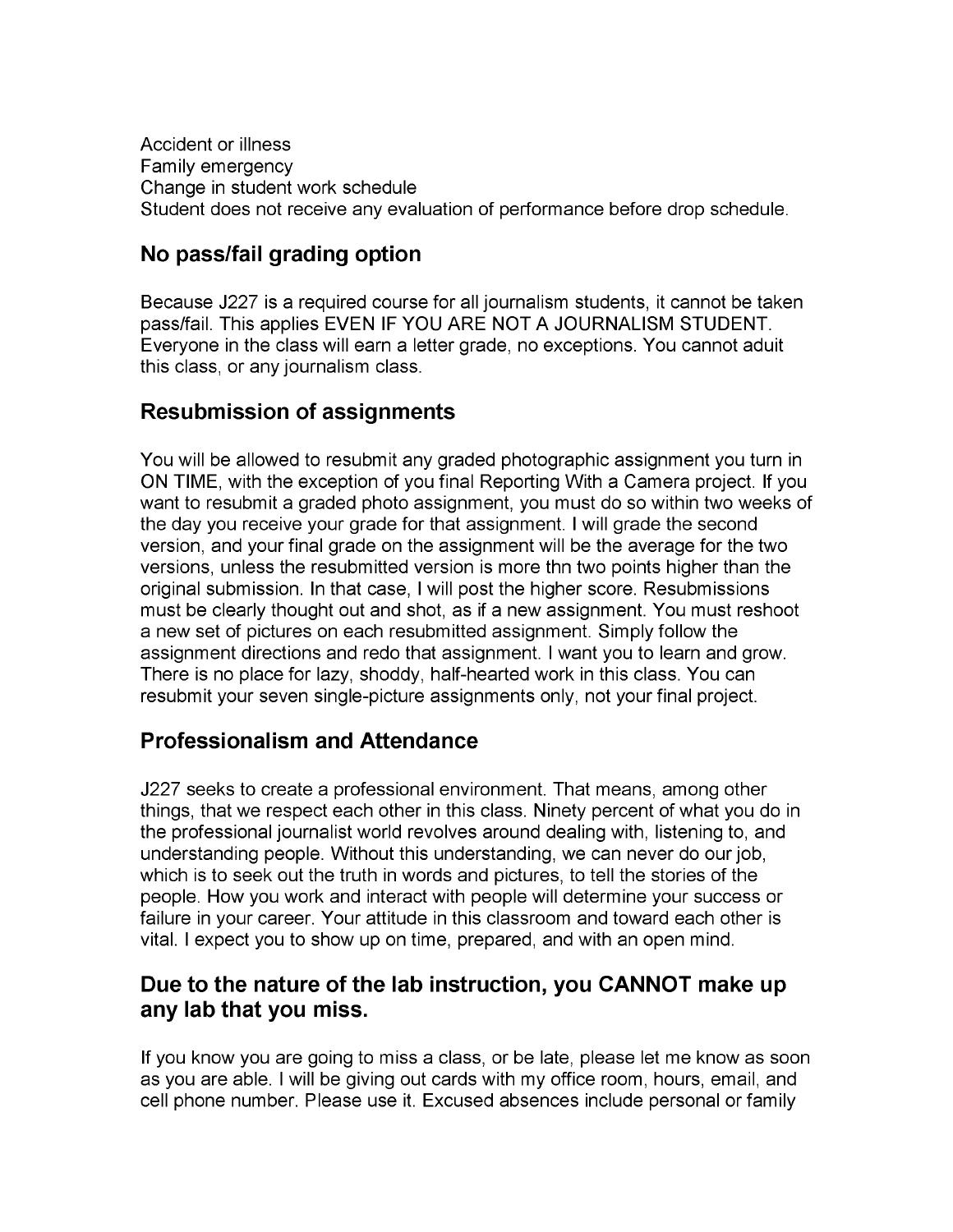Accident or illness
Family emergency
Change in student work schedule
Student does not receive any evaluation of performance before drop schedule.

## No pass/fail grading option

Because J227 is a required course for all journalism students, it cannot be taken pass/fail. This applies EVEN IF YOU ARE NOT A JOURNALISM STUDENT. Everyone in the class will earn a letter grade, no exceptions. You cannot aduit this class, or any journalism class.

## Resubmission of assignments

You will be allowed to resubmit any graded photographic assignment you turn in ON TIME, with the exception of you final Reporting With a Camera project. If you want to resubmit a graded photo assignment, you must do so within two weeks of the day you receive your grade for that assignment. I will grade the second version, and your final grade on the assignment will be the average for the two versions, unless the resubmitted version is more thn two points higher than the original submission. In that case, I will post the higher score. Resubmissions must be clearly thought out and shot, as if a new assignment. You must reshoot a new set of pictures on each resubmitted assignment. Simply follow the assignment directions and redo that assignment. I want you to learn and grow. There is no place for lazy, shoddy, half-hearted work in this class. You can resubmit your seven single-picture assignments only, not your final project.

## Professionalism and Attendance

J227 seeks to create a professional environment. That means, among other things, that we respect each other in this class. Ninety percent of what you do in the professional journalist world revolves around dealing with, listening to, and understanding people. Without this understanding, we can never do our job, which is to seek out the truth in words and pictures, to tell the stories of the people. How you work and interact with people will determine your success or failure in your career. Your attitude in this classroom and toward each other is vital. I expect you to show up on time, prepared, and with an open mind.

## Due to the nature of the lab instruction, you CANNOT make up any lab that you miss.

If you know you are going to miss a class, or be late, please let me know as soon as you are able. I will be giving out cards with my office room, hours, email, and cell phone number. Please use it. Excused absences include personal or family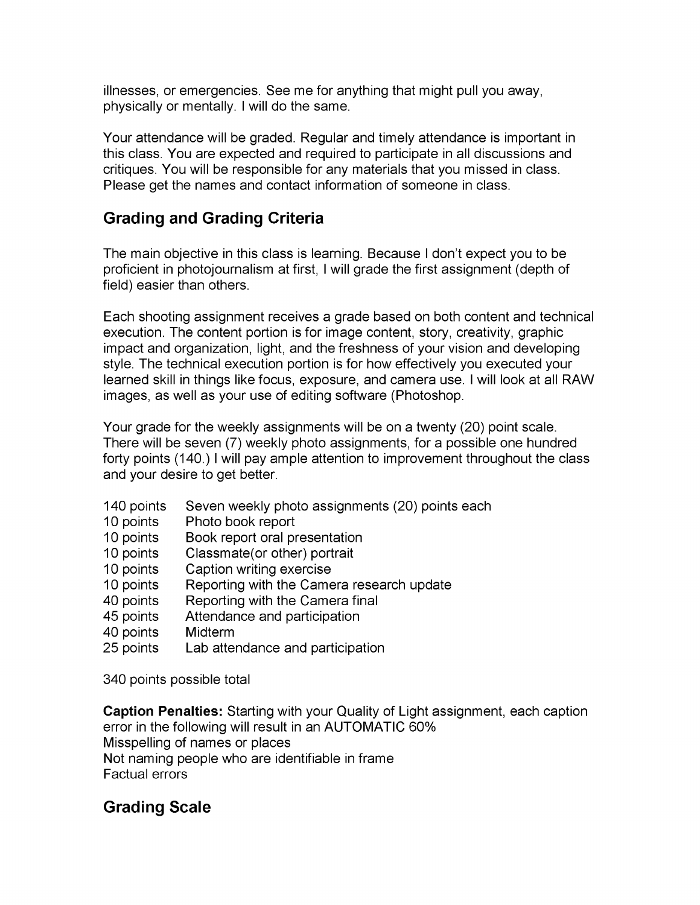illnesses, or emergencies. See me for anything that might pull you away, physically or mentally. I will do the same.

Your attendance will be graded. Regular and timely attendance is important in this class. You are expected and required to participate in all discussions and critiques. You will be responsible for any materials that you missed in class. Please get the names and contact information of someone in class.

## Grading and Grading Criteria

The main objective in this class is learning. Because I don't expect you to be proficient in photojournalism at first, I will grade the first assignment (depth of field) easier than others.

Each shooting assignment receives a grade based on both content and technical execution. The content portion is for image content, story, creativity, graphic impact and organization, light, and the freshness of your vision and developing style. The technical execution portion is for how effectively you executed your learned skill in things like focus, exposure, and camera use. I will look at all RAW images, as well as your use of editing software (Photoshop.

Your grade for the weekly assignments will be on a twenty (20) point scale. There will be seven (7) weekly photo assignments, for a possible one hundred forty points (140.) I will pay ample attention to improvement throughout the class and your desire to get better.

| | |
|---|---|
| 140 points | Seven weekly photo assignments (20) points each |
| 10 points | Photo book report |
| 10 points | Book report oral presentation |
| 10 points | Classmate(or other) portrait |
| 10 points | Caption writing exercise |
| 10 points | Reporting with the Camera research update |
| 40 points | Reporting with the Camera final |
| 45 points | Attendance and participation |
| 40 points | Midterm |
| 25 points | Lab attendance and participation |

340 points possible total

**Caption Penalties:** Starting with your Quality of Light assignment, each caption error in the following will result in an AUTOMATIC 60%
Misspelling of names or places
Not naming people who are identifiable in frame
Factual errors

## Grading Scale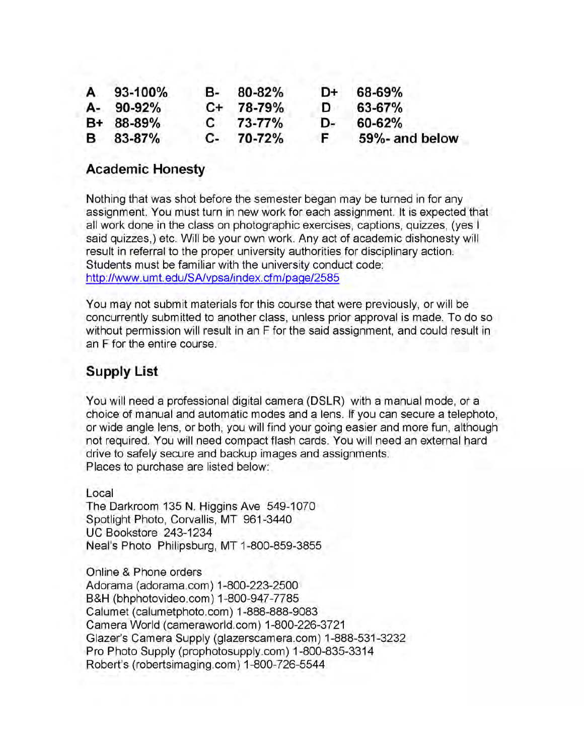| | | | | | |
|---|---|---|---|---|---|
| **A** | **93-100%** | **B-** | **80-82%** | **D+** | **68-69%** |
| **A-** | **90-92%** | **C+** | **78-79%** | **D** | **63-67%** |
| **B+** | **88-89%** | **C** | **73-77%** | **D-** | **60-62%** |
| **B** | **83-87%** | **C-** | **70-72%** | **F** | **59%- and below** |

## Academic Honesty

Nothing that was shot before the semester began may be turned in for any assignment. You must turn in new work for each assignment. It is expected that all work done in the class on photographic exercises, captions, quizzes, (yes I said quizzes,) etc. Will be your own work. Any act of academic dishonesty will result in referral to the proper university authorities for disciplinary action. Students must be familiar with the university conduct code: http://www.umt.edu/SA/vpsa/index.cfm/page/2585

You may not submit materials for this course that were previously, or will be concurrently submitted to another class, unless prior approval is made. To do so without permission will result in an F for the said assignment, and could result in an F for the entire course.

## Supply List

You will need a professional digital camera (DSLR) with a manual mode, or a choice of manual and automatic modes and a lens. If you can secure a telephoto, or wide angle lens, or both, you will find your going easier and more fun, although not required. You will need compact flash cards. You will need an external hard drive to safely secure and backup images and assignments.
Places to purchase are listed below:

Local
The Darkroom 135 N. Higgins Ave 549-1070
Spotlight Photo, Corvallis, MT 961-3440
UC Bookstore 243-1234
Neal's Photo Philipsburg, MT 1-800-859-3855

Online & Phone orders
Adorama (adorama.com) 1-800-223-2500
B&H (bhphotovideo.com) 1-800-947-7785
Calumet (calumetphoto.com) 1-888-888-9083
Camera World (cameraworld.com) 1-800-226-3721
Glazer's Camera Supply (glazerscamera.com) 1-888-531-3232
Pro Photo Supply (prophotosupply.com) 1-800-835-3314
Robert's (robertsimaging.com) 1-800-726-5544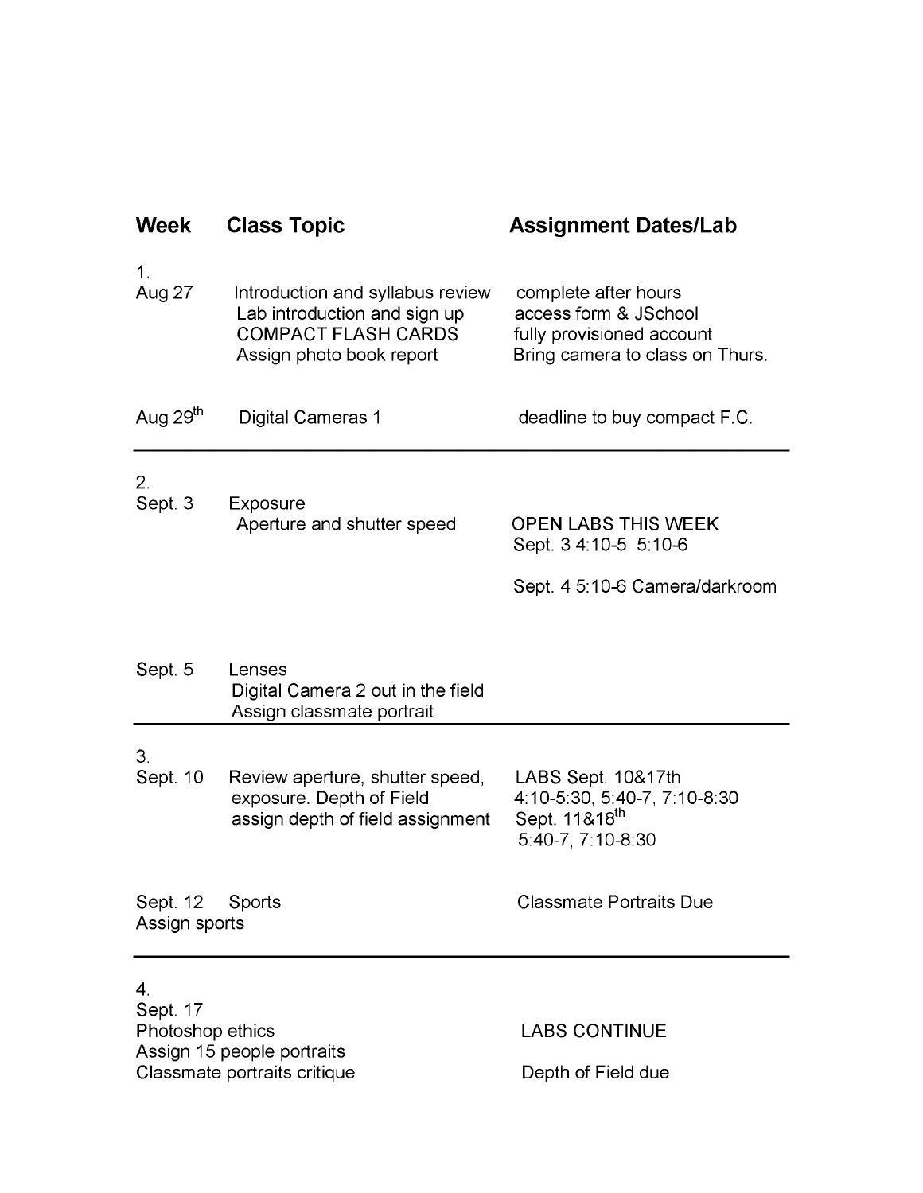| Week | Class Topic | Assignment Dates/Lab |
| --- | --- | --- |
| 1. Aug 27 | Introduction and syllabus review<br>Lab introduction and sign up<br>COMPACT FLASH CARDS<br>Assign photo book report | complete after hours access form & JSchool fully provisioned account<br>Bring camera to class on Thurs. |
| Aug 29th | Digital Cameras 1 | deadline to buy compact F.C. |
| 2. Sept. 3 | Exposure<br>Aperture and shutter speed | OPEN LABS THIS WEEK<br>Sept. 3 4:10-5 5:10-6<br>Sept. 4 5:10-6 Camera/darkroom |
| Sept. 5 | Lenses<br>Digital Camera 2 out in the field<br>Assign classmate portrait | |
| 3. Sept. 10 | Review aperture, shutter speed, exposure. Depth of Field<br>assign depth of field assignment | LABS Sept. 10&17th<br>4:10-5:30, 5:40-7, 7:10-8:30<br>Sept. 11&18th<br>5:40-7, 7:10-8:30 |
| Sept. 12<br>Assign sports | Sports | Classmate Portraits Due |
| 4. Sept. 17 | Photoshop ethics<br>Assign 15 people portraits<br>Classmate portraits critique | LABS CONTINUE<br>Depth of Field due |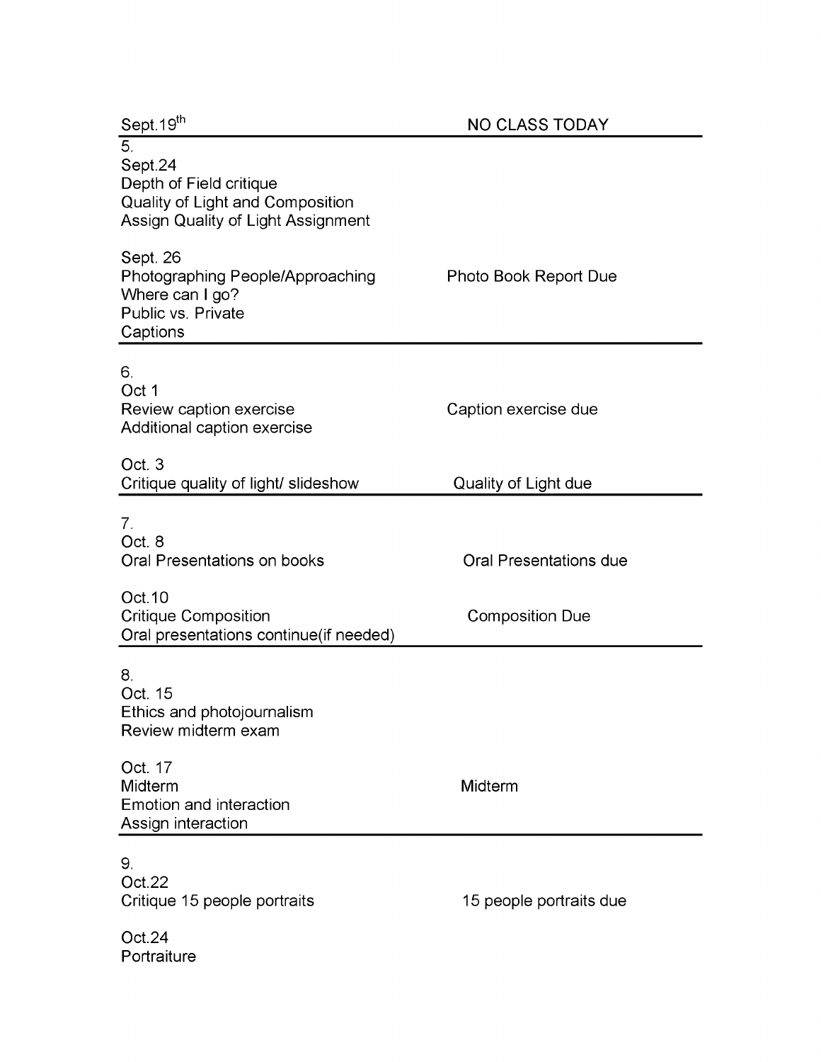| Sept.19th | NO CLASS TODAY |
|---|---|
| 5.<br>Sept.24<br>Depth of Field critique<br>Quality of Light and Composition<br>Assign Quality of Light Assignment | |
| Sept. 26<br>Photographing People/Approaching<br>Where can I go?<br>Public vs. Private<br>Captions | Photo Book Report Due |
| 6.<br>Oct 1<br>Review caption exercise<br>Additional caption exercise | Caption exercise due |
| Oct. 3<br>Critique quality of light/ slideshow | Quality of Light due |
| 7.<br>Oct. 8<br>Oral Presentations on books | Oral Presentations due |
| Oct.10<br>Critique Composition<br>Oral presentations continue(if needed) | Composition Due |
| 8.<br>Oct. 15<br>Ethics and photojournalism<br>Review midterm exam | |
| Oct. 17<br>Midterm<br>Emotion and interaction<br>Assign interaction | Midterm |
| 9.<br>Oct.22<br>Critique 15 people portraits | 15 people portraits due |
| Oct.24<br>Portraiture | |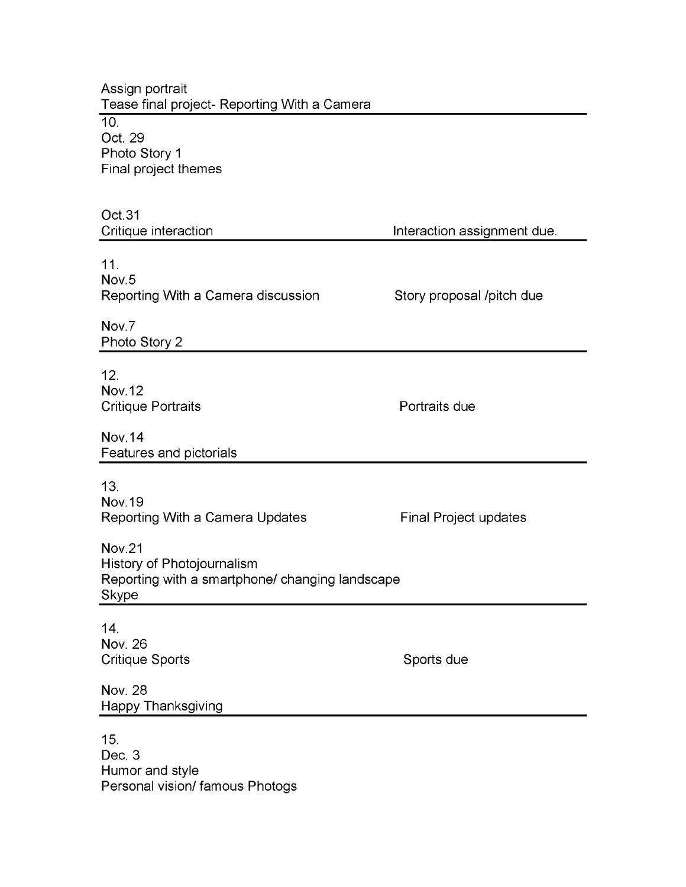Assign portrait
Tease final project- Reporting With a Camera

---

10.
Oct. 29
Photo Story 1
Final project themes

Oct.31
Critique interaction — Interaction assignment due.

---

11.
Nov.5
Reporting With a Camera discussion — Story proposal /pitch due

Nov.7
Photo Story 2

---

12.
Nov.12
Critique Portraits — Portraits due

Nov.14
Features and pictorials

---

13.
Nov.19
Reporting With a Camera Updates — Final Project updates

Nov.21
History of Photojournalism
Reporting with a smartphone/ changing landscape
Skype

---

14.
Nov. 26
Critique Sports — Sports due

Nov. 28
Happy Thanksgiving

---

15.
Dec. 3
Humor and style
Personal vision/ famous Photogs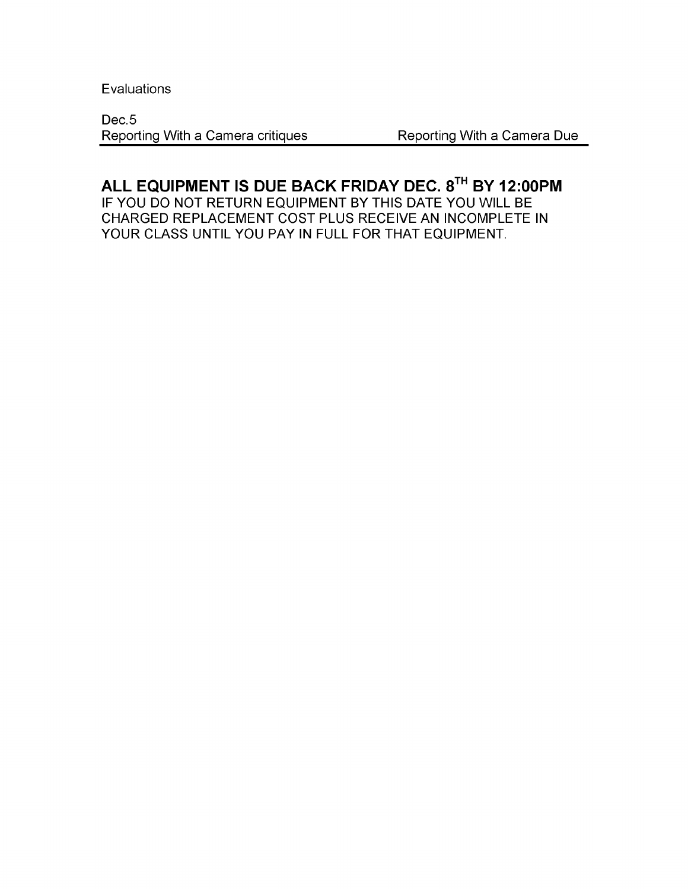Evaluations

Dec.5

| Reporting With a Camera critiques | Reporting With a Camera Due |
|---|---|

**ALL EQUIPMENT IS DUE BACK FRIDAY DEC. 8TH BY 12:00PM**

IF YOU DO NOT RETURN EQUIPMENT BY THIS DATE YOU WILL BE CHARGED REPLACEMENT COST PLUS RECEIVE AN INCOMPLETE IN YOUR CLASS UNTIL YOU PAY IN FULL FOR THAT EQUIPMENT.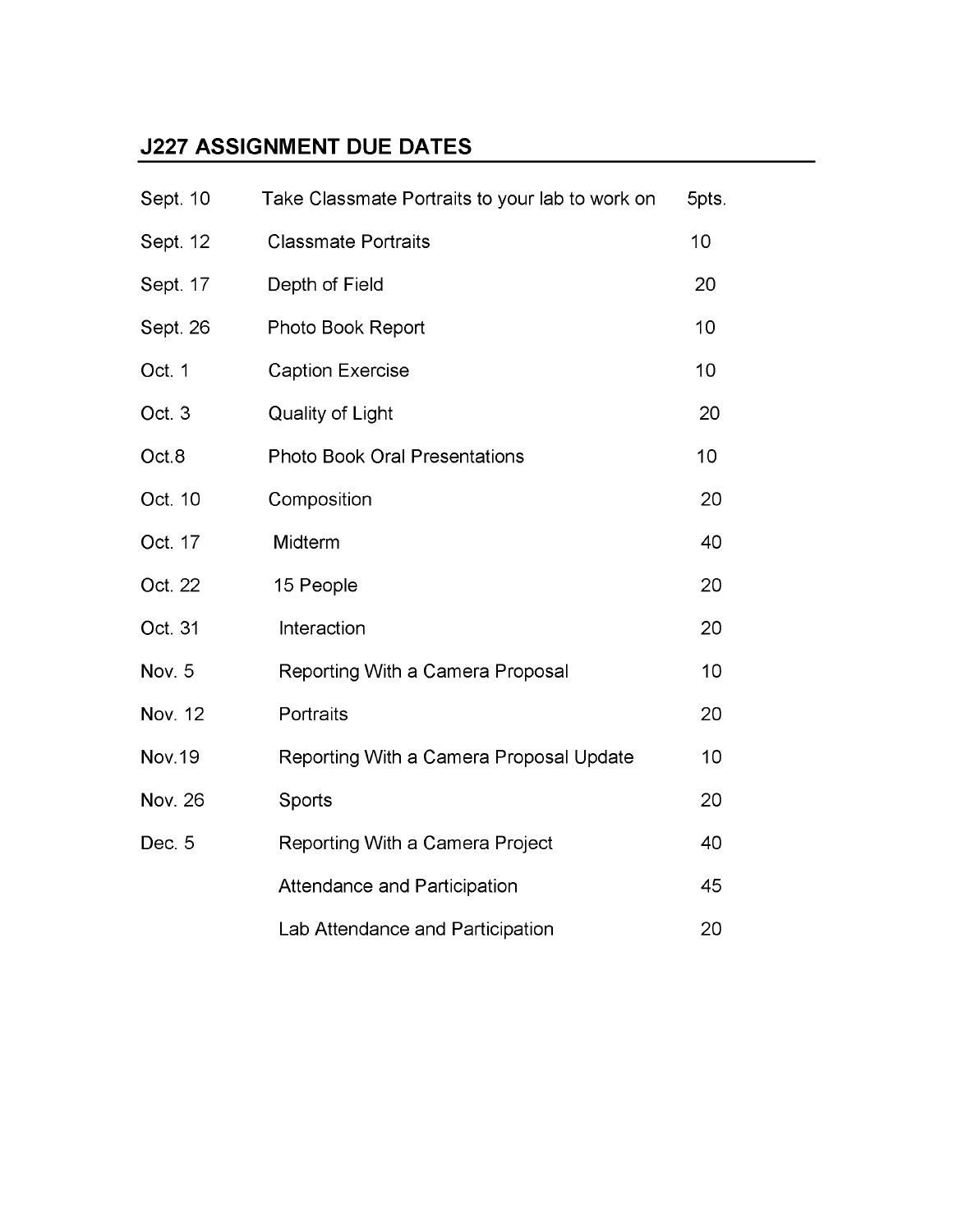## J227 ASSIGNMENT DUE DATES

| | | |
|---|---|---|
| Sept. 10 | Take Classmate Portraits to your lab to work on | 5pts. |
| Sept. 12 | Classmate Portraits | 10 |
| Sept. 17 | Depth of Field | 20 |
| Sept. 26 | Photo Book Report | 10 |
| Oct. 1 | Caption Exercise | 10 |
| Oct. 3 | Quality of Light | 20 |
| Oct.8 | Photo Book Oral Presentations | 10 |
| Oct. 10 | Composition | 20 |
| Oct. 17 | Midterm | 40 |
| Oct. 22 | 15 People | 20 |
| Oct. 31 | Interaction | 20 |
| Nov. 5 | Reporting With a Camera Proposal | 10 |
| Nov. 12 | Portraits | 20 |
| Nov.19 | Reporting With a Camera Proposal Update | 10 |
| Nov. 26 | Sports | 20 |
| Dec. 5 | Reporting With a Camera Project | 40 |
| | Attendance and Participation | 45 |
| | Lab Attendance and Participation | 20 |